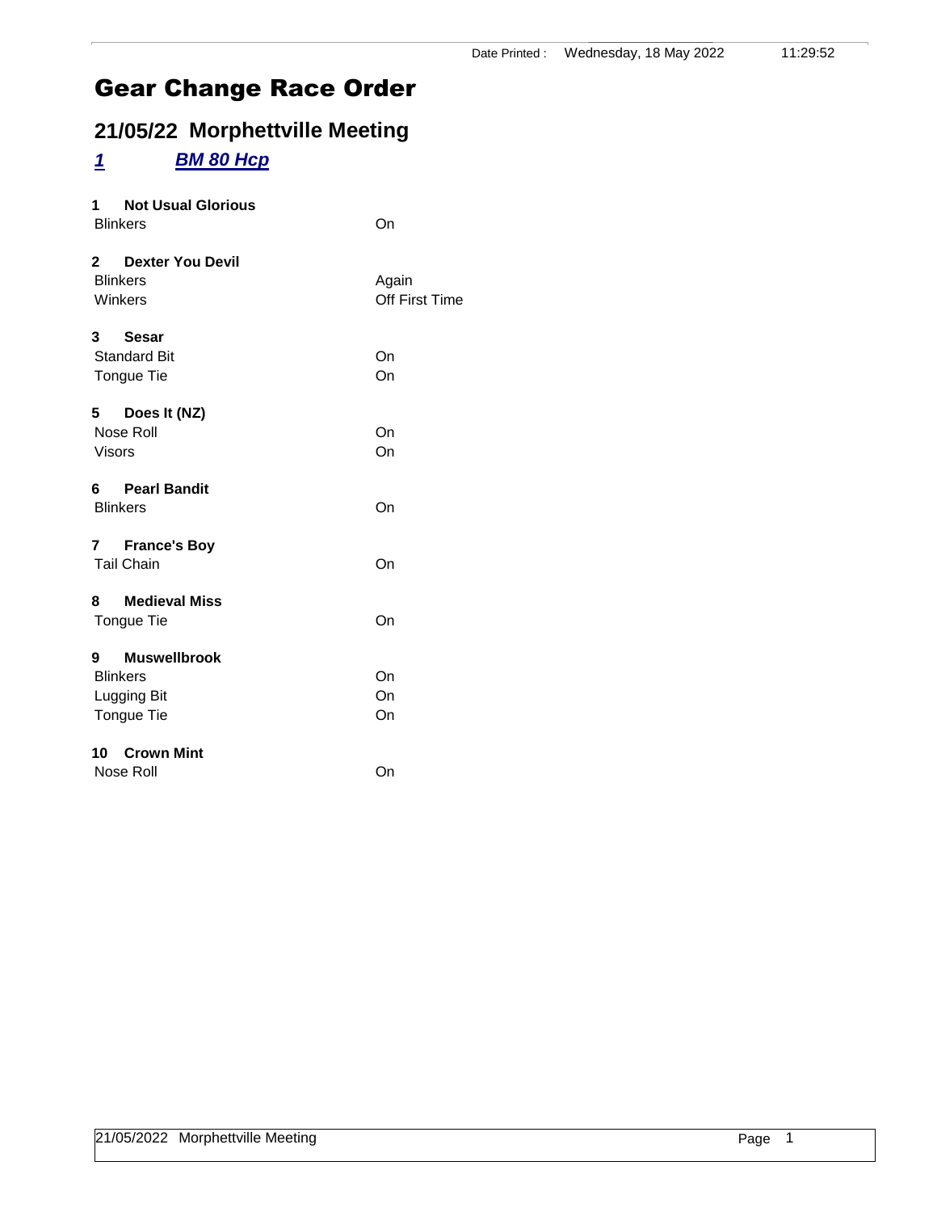Date Printed : Wednesday, 18 May 2022 11:29:52

# Gear Change Race Order

## 21/05/22 Morphettville Meeting

### *1 BM 80 Hcp*

**1 Not Usual Glorious**

| | |
|---|---|
| Blinkers | On |

**2 Dexter You Devil**

| | |
|---|---|
| Blinkers | Again |
| Winkers | Off First Time |

**3 Sesar**

| | |
|---|---|
| Standard Bit | On |
| Tongue Tie | On |

**5 Does It (NZ)**

| | |
|---|---|
| Nose Roll | On |
| Visors | On |

**6 Pearl Bandit**

| | |
|---|---|
| Blinkers | On |

**7 France's Boy**

| | |
|---|---|
| Tail Chain | On |

**8 Medieval Miss**

| | |
|---|---|
| Tongue Tie | On |

**9 Muswellbrook**

| | |
|---|---|
| Blinkers | On |
| Lugging Bit | On |
| Tongue Tie | On |

**10 Crown Mint**

| | |
|---|---|
| Nose Roll | On |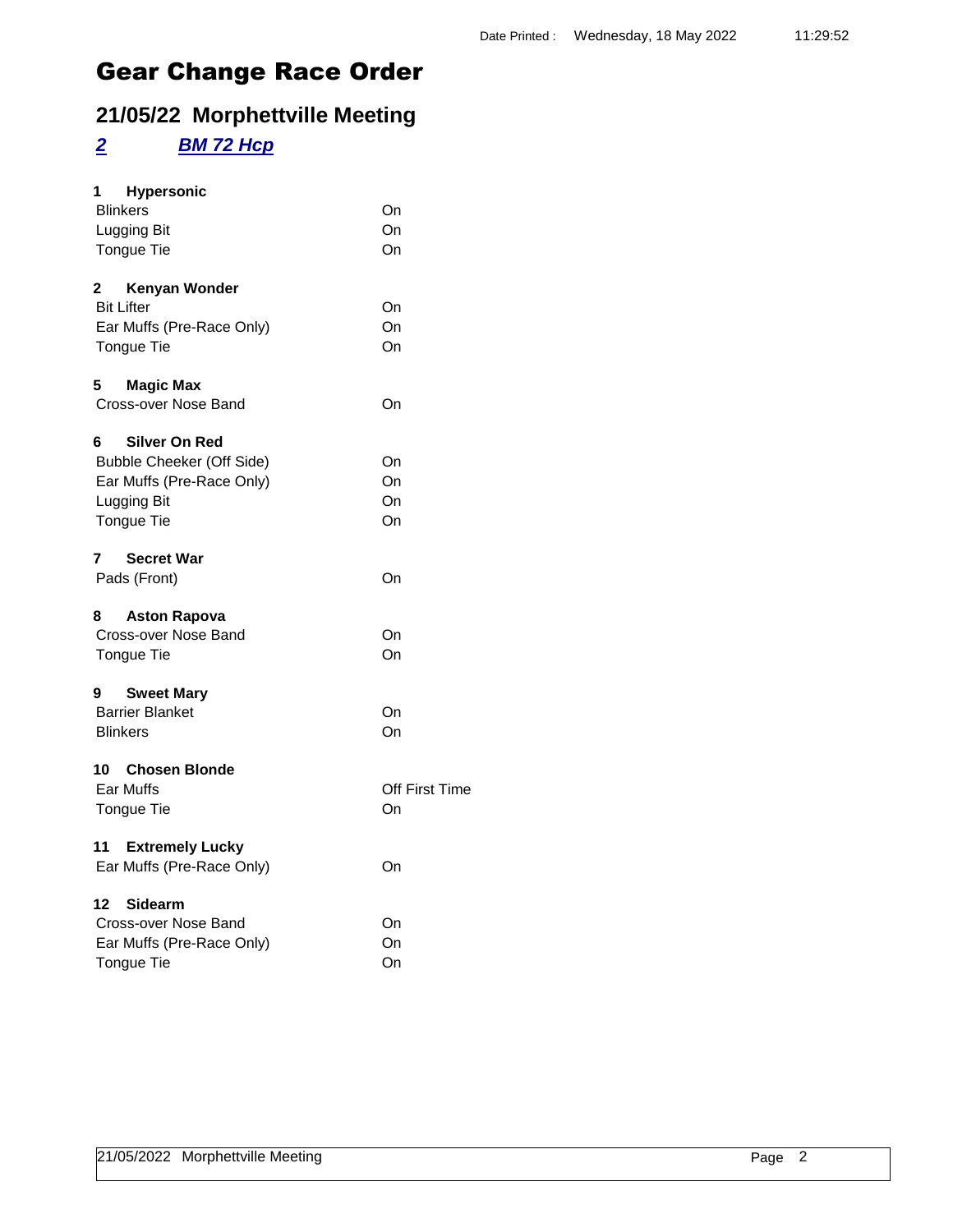Date Printed : Wednesday, 18 May 2022 11:29:52

# Gear Change Race Order

## 21/05/22 Morphettville Meeting

### *2* *BM 72 Hcp*

**1 Hypersonic**

| | |
|---|---|
| Blinkers | On |
| Lugging Bit | On |
| Tongue Tie | On |

**2 Kenyan Wonder**

| | |
|---|---|
| Bit Lifter | On |
| Ear Muffs (Pre-Race Only) | On |
| Tongue Tie | On |

**5 Magic Max**

| | |
|---|---|
| Cross-over Nose Band | On |

**6 Silver On Red**

| | |
|---|---|
| Bubble Cheeker (Off Side) | On |
| Ear Muffs (Pre-Race Only) | On |
| Lugging Bit | On |
| Tongue Tie | On |

**7 Secret War**

| | |
|---|---|
| Pads (Front) | On |

**8 Aston Rapova**

| | |
|---|---|
| Cross-over Nose Band | On |
| Tongue Tie | On |

**9 Sweet Mary**

| | |
|---|---|
| Barrier Blanket | On |
| Blinkers | On |

**10 Chosen Blonde**

| | |
|---|---|
| Ear Muffs | Off First Time |
| Tongue Tie | On |

**11 Extremely Lucky**

| | |
|---|---|
| Ear Muffs (Pre-Race Only) | On |

**12 Sidearm**

| | |
|---|---|
| Cross-over Nose Band | On |
| Ear Muffs (Pre-Race Only) | On |
| Tongue Tie | On |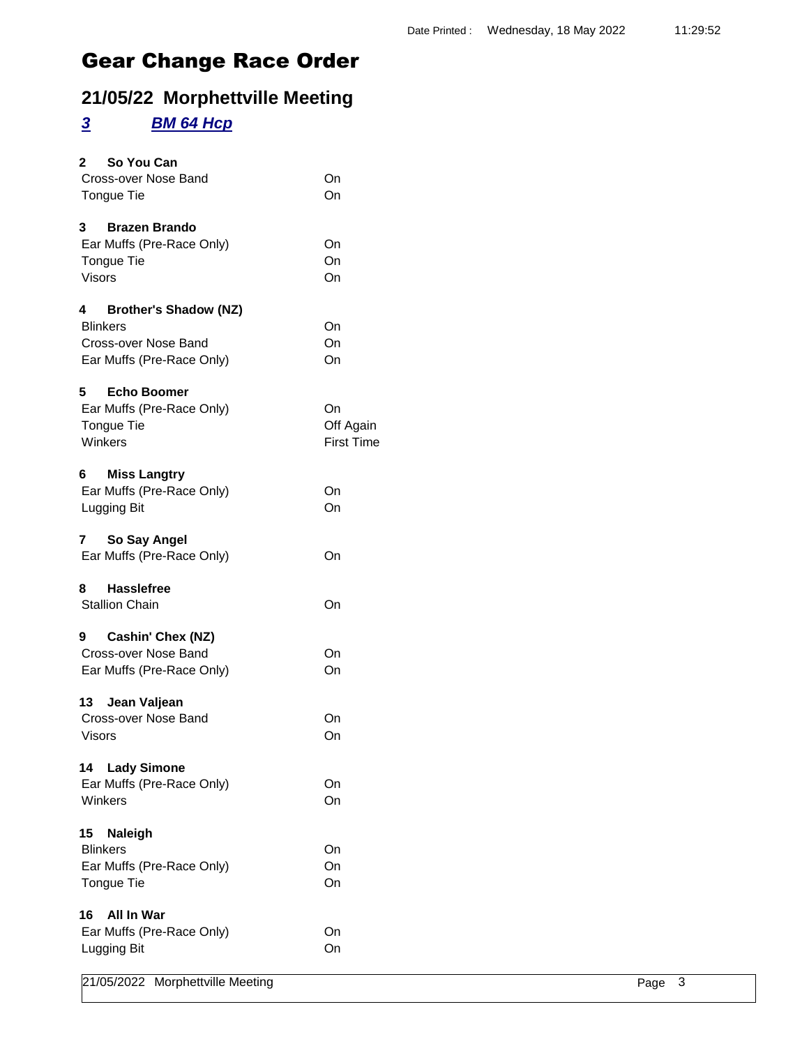# Gear Change Race Order

## 21/05/22 Morphettville Meeting

### ***3*** ***BM 64 Hcp***

**2 So You Can**

| | |
|---|---|
| Cross-over Nose Band | On |
| Tongue Tie | On |

**3 Brazen Brando**

| | |
|---|---|
| Ear Muffs (Pre-Race Only) | On |
| Tongue Tie | On |
| Visors | On |

**4 Brother's Shadow (NZ)**

| | |
|---|---|
| Blinkers | On |
| Cross-over Nose Band | On |
| Ear Muffs (Pre-Race Only) | On |

**5 Echo Boomer**

| | |
|---|---|
| Ear Muffs (Pre-Race Only) | On |
| Tongue Tie | Off Again |
| Winkers | First Time |

**6 Miss Langtry**

| | |
|---|---|
| Ear Muffs (Pre-Race Only) | On |
| Lugging Bit | On |

**7 So Say Angel**

| | |
|---|---|
| Ear Muffs (Pre-Race Only) | On |

**8 Hasslefree**

| | |
|---|---|
| Stallion Chain | On |

**9 Cashin' Chex (NZ)**

| | |
|---|---|
| Cross-over Nose Band | On |
| Ear Muffs (Pre-Race Only) | On |

**13 Jean Valjean**

| | |
|---|---|
| Cross-over Nose Band | On |
| Visors | On |

**14 Lady Simone**

| | |
|---|---|
| Ear Muffs (Pre-Race Only) | On |
| Winkers | On |

**15 Naleigh**

| | |
|---|---|
| Blinkers | On |
| Ear Muffs (Pre-Race Only) | On |
| Tongue Tie | On |

**16 All In War**

| | |
|---|---|
| Ear Muffs (Pre-Race Only) | On |
| Lugging Bit | On |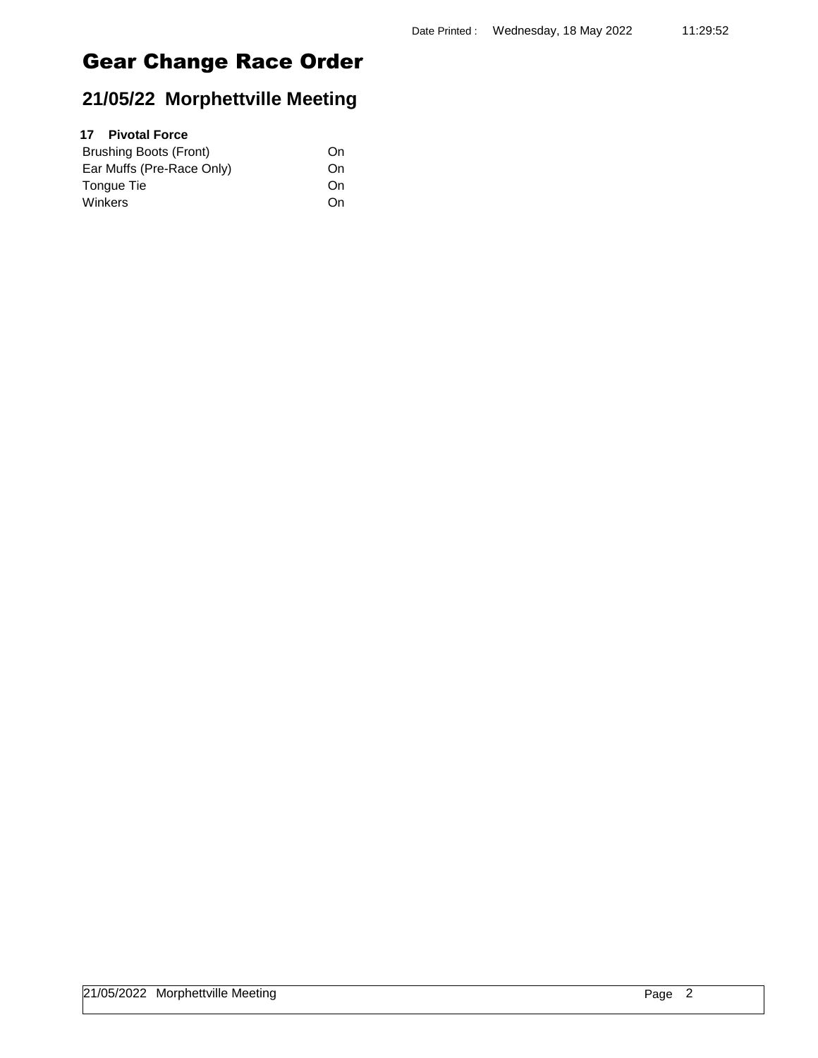# Gear Change Race Order

## 21/05/22 Morphettville Meeting

**17 Pivotal Force**

| | |
|---|---|
| Brushing Boots (Front) | On |
| Ear Muffs (Pre-Race Only) | On |
| Tongue Tie | On |
| Winkers | On |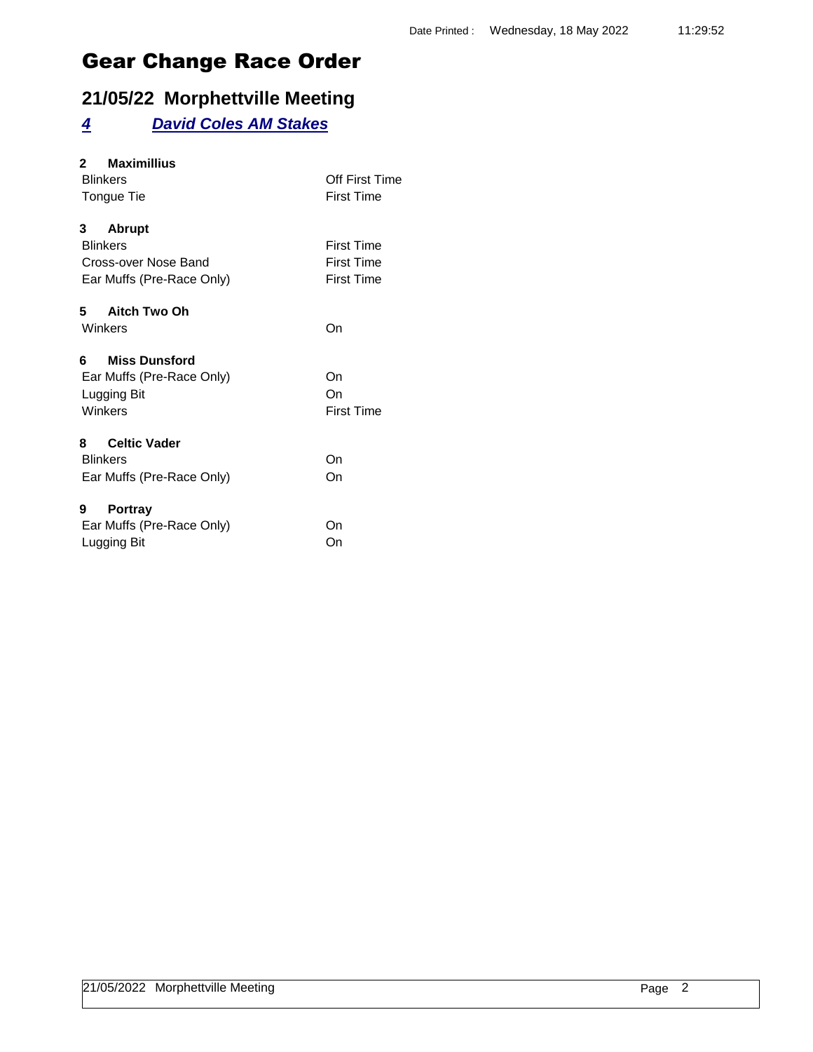Date Printed : Wednesday, 18 May 2022 11:29:52

# Gear Change Race Order

## 21/05/22 Morphettville Meeting

### *4 David Coles AM Stakes*

**2 Maximillius**

| | |
|---|---|
| Blinkers | Off First Time |
| Tongue Tie | First Time |

**3 Abrupt**

| | |
|---|---|
| Blinkers | First Time |
| Cross-over Nose Band | First Time |
| Ear Muffs (Pre-Race Only) | First Time |

**5 Aitch Two Oh**

| | |
|---|---|
| Winkers | On |

**6 Miss Dunsford**

| | |
|---|---|
| Ear Muffs (Pre-Race Only) | On |
| Lugging Bit | On |
| Winkers | First Time |

**8 Celtic Vader**

| | |
|---|---|
| Blinkers | On |
| Ear Muffs (Pre-Race Only) | On |

**9 Portray**

| | |
|---|---|
| Ear Muffs (Pre-Race Only) | On |
| Lugging Bit | On |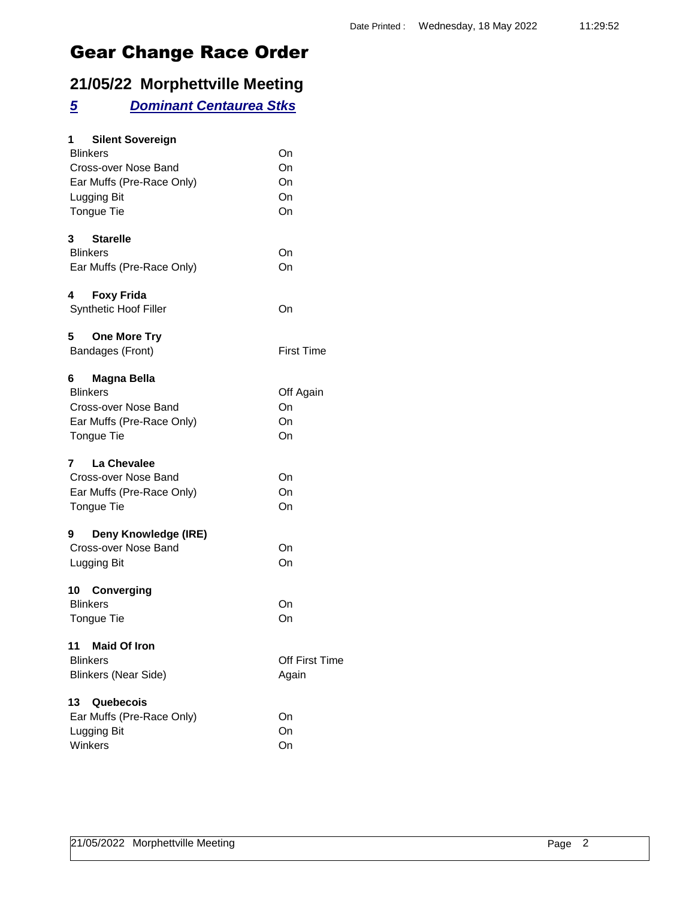# Gear Change Race Order

## 21/05/22 Morphettville Meeting

### *5 Dominant Centaurea Stks*

**1 Silent Sovereign**

| | |
|---|---|
| Blinkers | On |
| Cross-over Nose Band | On |
| Ear Muffs (Pre-Race Only) | On |
| Lugging Bit | On |
| Tongue Tie | On |

**3 Starelle**

| | |
|---|---|
| Blinkers | On |
| Ear Muffs (Pre-Race Only) | On |

**4 Foxy Frida**

| | |
|---|---|
| Synthetic Hoof Filler | On |

**5 One More Try**

| | |
|---|---|
| Bandages (Front) | First Time |

**6 Magna Bella**

| | |
|---|---|
| Blinkers | Off Again |
| Cross-over Nose Band | On |
| Ear Muffs (Pre-Race Only) | On |
| Tongue Tie | On |

**7 La Chevalee**

| | |
|---|---|
| Cross-over Nose Band | On |
| Ear Muffs (Pre-Race Only) | On |
| Tongue Tie | On |

**9 Deny Knowledge (IRE)**

| | |
|---|---|
| Cross-over Nose Band | On |
| Lugging Bit | On |

**10 Converging**

| | |
|---|---|
| Blinkers | On |
| Tongue Tie | On |

**11 Maid Of Iron**

| | |
|---|---|
| Blinkers | Off First Time |
| Blinkers (Near Side) | Again |

**13 Quebecois**

| | |
|---|---|
| Ear Muffs (Pre-Race Only) | On |
| Lugging Bit | On |
| Winkers | On |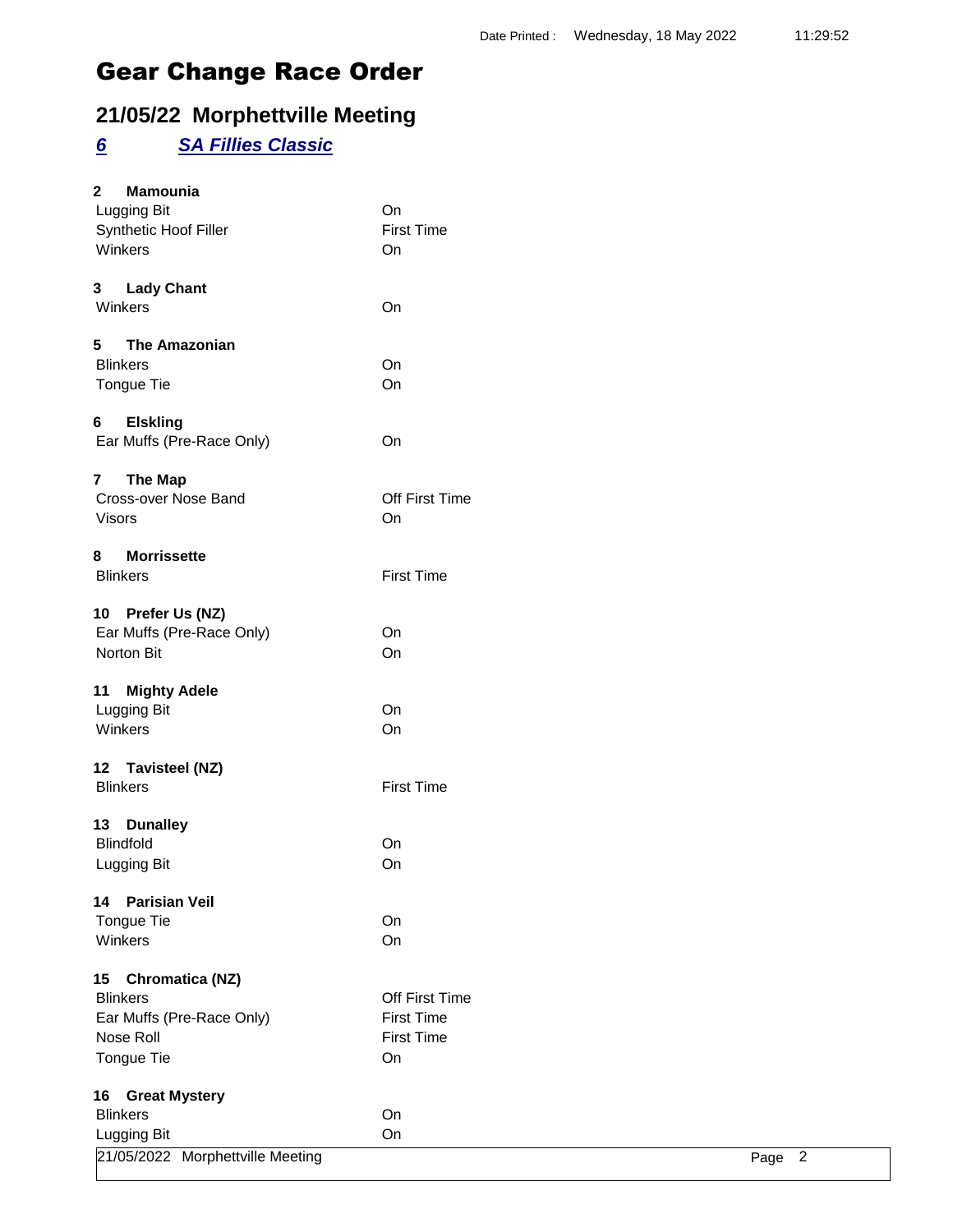Date Printed : Wednesday, 18 May 2022 11:29:52

# Gear Change Race Order

## 21/05/22 Morphettville Meeting

### *6 SA Fillies Classic*

**2 Mamounia**

| | |
|---|---|
| Lugging Bit | On |
| Synthetic Hoof Filler | First Time |
| Winkers | On |

**3 Lady Chant**

| | |
|---|---|
| Winkers | On |

**5 The Amazonian**

| | |
|---|---|
| Blinkers | On |
| Tongue Tie | On |

**6 Elskling**

| | |
|---|---|
| Ear Muffs (Pre-Race Only) | On |

**7 The Map**

| | |
|---|---|
| Cross-over Nose Band | Off First Time |
| Visors | On |

**8 Morrissette**

| | |
|---|---|
| Blinkers | First Time |

**10 Prefer Us (NZ)**

| | |
|---|---|
| Ear Muffs (Pre-Race Only) | On |
| Norton Bit | On |

**11 Mighty Adele**

| | |
|---|---|
| Lugging Bit | On |
| Winkers | On |

**12 Tavisteel (NZ)**

| | |
|---|---|
| Blinkers | First Time |

**13 Dunalley**

| | |
|---|---|
| Blindfold | On |
| Lugging Bit | On |

**14 Parisian Veil**

| | |
|---|---|
| Tongue Tie | On |
| Winkers | On |

**15 Chromatica (NZ)**

| | |
|---|---|
| Blinkers | Off First Time |
| Ear Muffs (Pre-Race Only) | First Time |
| Nose Roll | First Time |
| Tongue Tie | On |

**16 Great Mystery**

| | |
|---|---|
| Blinkers | On |
| Lugging Bit | On |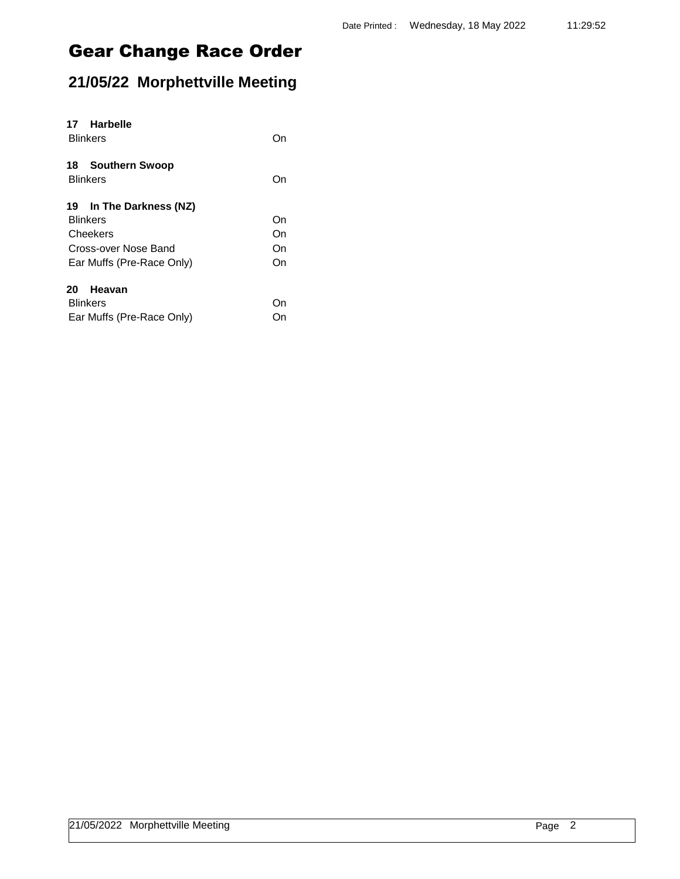Date Printed : Wednesday, 18 May 2022 11:29:52

# Gear Change Race Order

## 21/05/22 Morphettville Meeting

**17 Harbelle**

| | |
|---|---|
| Blinkers | On |

**18 Southern Swoop**

| | |
|---|---|
| Blinkers | On |

**19 In The Darkness (NZ)**

| | |
|---|---|
| Blinkers | On |
| Cheekers | On |
| Cross-over Nose Band | On |
| Ear Muffs (Pre-Race Only) | On |

**20 Heavan**

| | |
|---|---|
| Blinkers | On |
| Ear Muffs (Pre-Race Only) | On |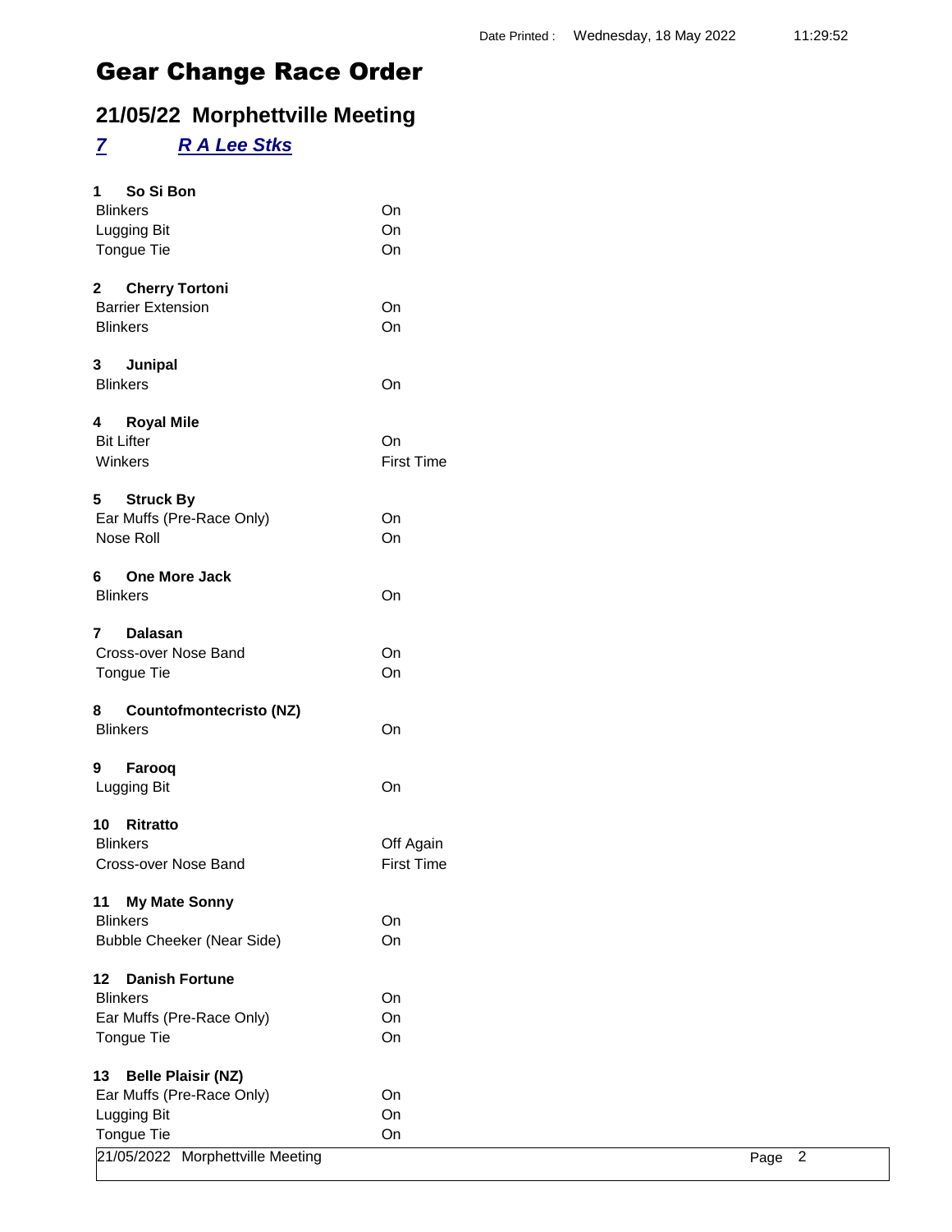Date Printed : Wednesday, 18 May 2022 11:29:52

# Gear Change Race Order

## 21/05/22 Morphettville Meeting

### *7* *R A Lee Stks*

**1 So Si Bon**

| | |
|---|---|
| Blinkers | On |
| Lugging Bit | On |
| Tongue Tie | On |

**2 Cherry Tortoni**

| | |
|---|---|
| Barrier Extension | On |
| Blinkers | On |

**3 Junipal**

| | |
|---|---|
| Blinkers | On |

**4 Royal Mile**

| | |
|---|---|
| Bit Lifter | On |
| Winkers | First Time |

**5 Struck By**

| | |
|---|---|
| Ear Muffs (Pre-Race Only) | On |
| Nose Roll | On |

**6 One More Jack**

| | |
|---|---|
| Blinkers | On |

**7 Dalasan**

| | |
|---|---|
| Cross-over Nose Band | On |
| Tongue Tie | On |

**8 Countofmontecristo (NZ)**

| | |
|---|---|
| Blinkers | On |

**9 Farooq**

| | |
|---|---|
| Lugging Bit | On |

**10 Ritratto**

| | |
|---|---|
| Blinkers | Off Again |
| Cross-over Nose Band | First Time |

**11 My Mate Sonny**

| | |
|---|---|
| Blinkers | On |
| Bubble Cheeker (Near Side) | On |

**12 Danish Fortune**

| | |
|---|---|
| Blinkers | On |
| Ear Muffs (Pre-Race Only) | On |
| Tongue Tie | On |

**13 Belle Plaisir (NZ)**

| | |
|---|---|
| Ear Muffs (Pre-Race Only) | On |
| Lugging Bit | On |
| Tongue Tie | On |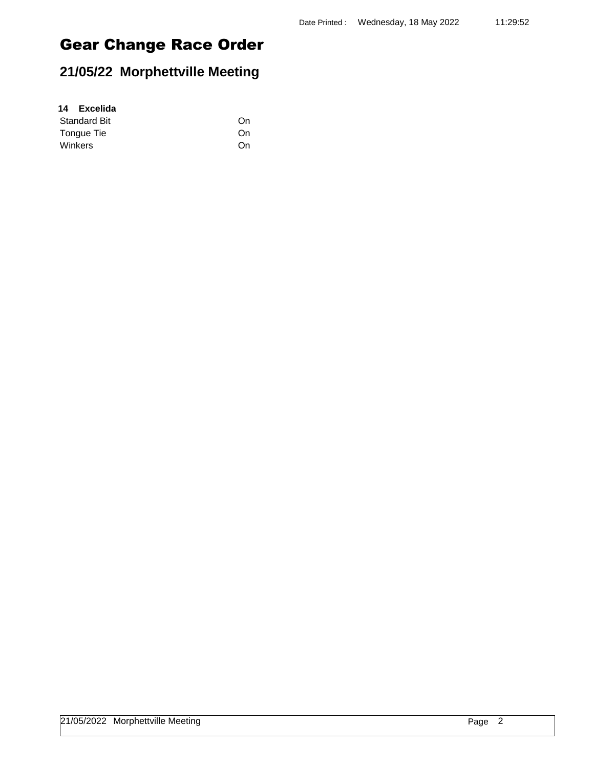# Gear Change Race Order

## 21/05/22 Morphettville Meeting

**14 Excelida**

| | |
|---|---|
| Standard Bit | On |
| Tongue Tie | On |
| Winkers | On |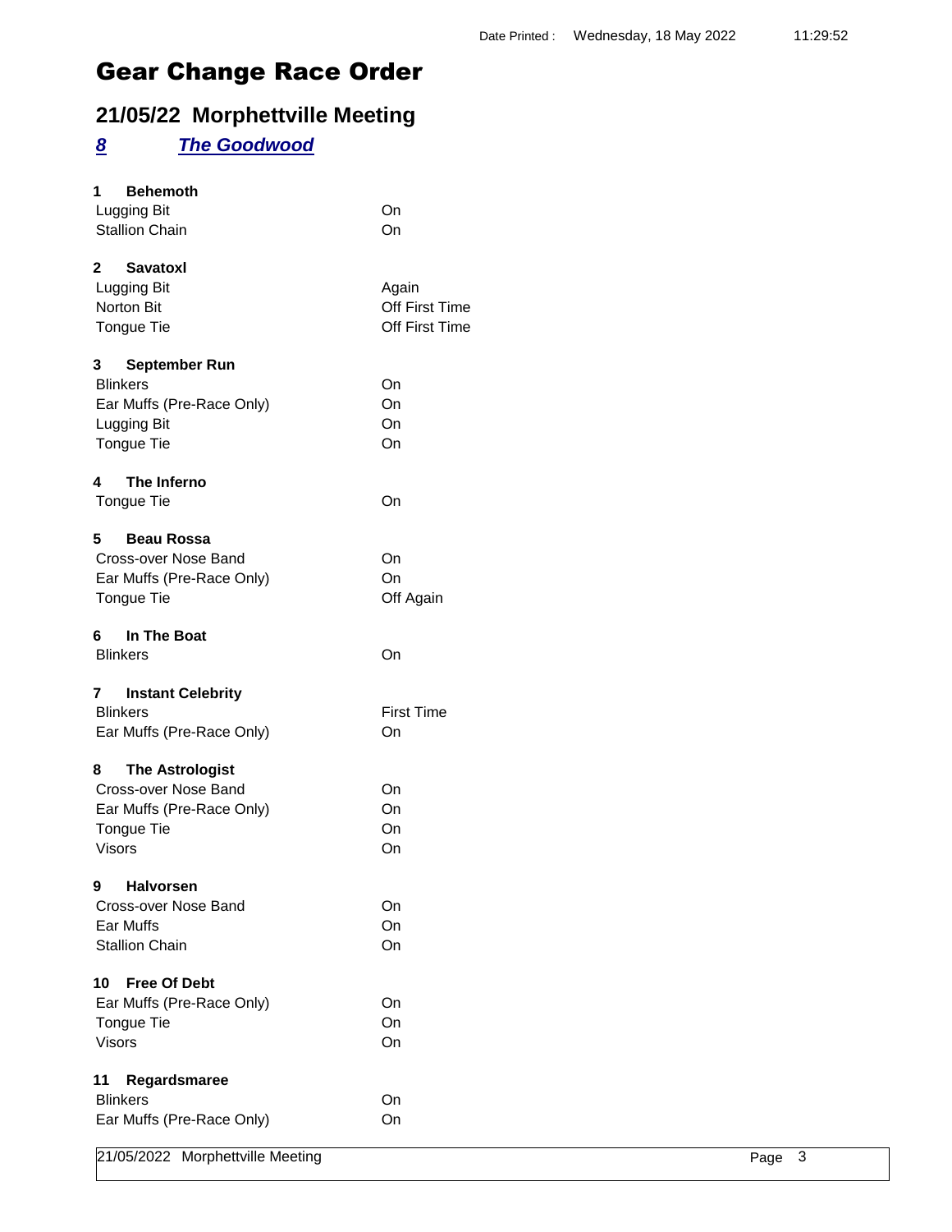Date Printed : Wednesday, 18 May 2022 11:29:52

# Gear Change Race Order

## 21/05/22 Morphettville Meeting

### ***8 The Goodwood***

**1 Behemoth**

| | |
|---|---|
| Lugging Bit | On |
| Stallion Chain | On |

**2 Savatoxl**

| | |
|---|---|
| Lugging Bit | Again |
| Norton Bit | Off First Time |
| Tongue Tie | Off First Time |

**3 September Run**

| | |
|---|---|
| Blinkers | On |
| Ear Muffs (Pre-Race Only) | On |
| Lugging Bit | On |
| Tongue Tie | On |

**4 The Inferno**

| | |
|---|---|
| Tongue Tie | On |

**5 Beau Rossa**

| | |
|---|---|
| Cross-over Nose Band | On |
| Ear Muffs (Pre-Race Only) | On |
| Tongue Tie | Off Again |

**6 In The Boat**

| | |
|---|---|
| Blinkers | On |

**7 Instant Celebrity**

| | |
|---|---|
| Blinkers | First Time |
| Ear Muffs (Pre-Race Only) | On |

**8 The Astrologist**

| | |
|---|---|
| Cross-over Nose Band | On |
| Ear Muffs (Pre-Race Only) | On |
| Tongue Tie | On |
| Visors | On |

**9 Halvorsen**

| | |
|---|---|
| Cross-over Nose Band | On |
| Ear Muffs | On |
| Stallion Chain | On |

**10 Free Of Debt**

| | |
|---|---|
| Ear Muffs (Pre-Race Only) | On |
| Tongue Tie | On |
| Visors | On |

**11 Regardsmaree**

| | |
|---|---|
| Blinkers | On |
| Ear Muffs (Pre-Race Only) | On |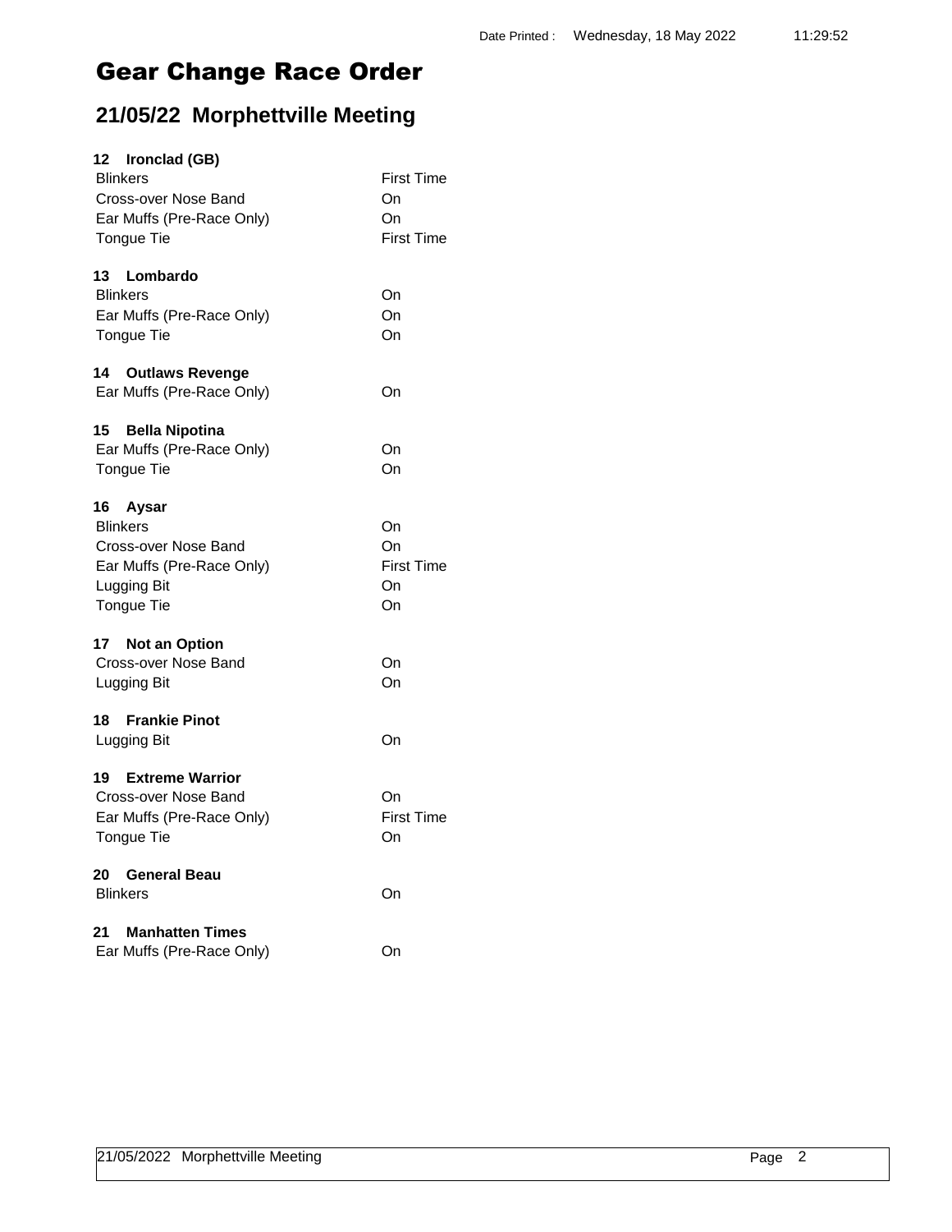# Gear Change Race Order

## 21/05/22 Morphettville Meeting

**12 Ironclad (GB)**

| | |
|---|---|
| Blinkers | First Time |
| Cross-over Nose Band | On |
| Ear Muffs (Pre-Race Only) | On |
| Tongue Tie | First Time |

**13 Lombardo**

| | |
|---|---|
| Blinkers | On |
| Ear Muffs (Pre-Race Only) | On |
| Tongue Tie | On |

**14 Outlaws Revenge**

| | |
|---|---|
| Ear Muffs (Pre-Race Only) | On |

**15 Bella Nipotina**

| | |
|---|---|
| Ear Muffs (Pre-Race Only) | On |
| Tongue Tie | On |

**16 Aysar**

| | |
|---|---|
| Blinkers | On |
| Cross-over Nose Band | On |
| Ear Muffs (Pre-Race Only) | First Time |
| Lugging Bit | On |
| Tongue Tie | On |

**17 Not an Option**

| | |
|---|---|
| Cross-over Nose Band | On |
| Lugging Bit | On |

**18 Frankie Pinot**

| | |
|---|---|
| Lugging Bit | On |

**19 Extreme Warrior**

| | |
|---|---|
| Cross-over Nose Band | On |
| Ear Muffs (Pre-Race Only) | First Time |
| Tongue Tie | On |

**20 General Beau**

| | |
|---|---|
| Blinkers | On |

**21 Manhatten Times**

| | |
|---|---|
| Ear Muffs (Pre-Race Only) | On |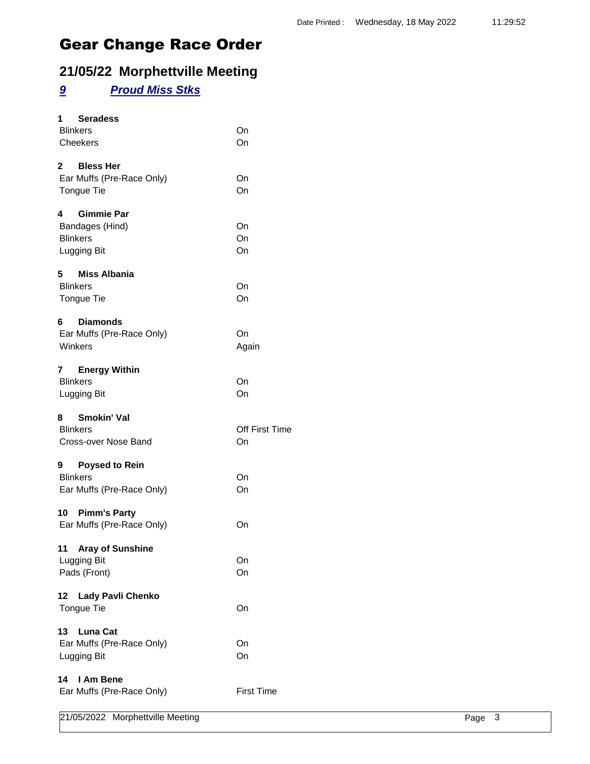Date Printed : Wednesday, 18 May 2022 11:29:52

# Gear Change Race Order

## 21/05/22 Morphettville Meeting

### *9 Proud Miss Stks*

**1 Seradess**

| | |
|---|---|
| Blinkers | On |
| Cheekers | On |

**2 Bless Her**

| | |
|---|---|
| Ear Muffs (Pre-Race Only) | On |
| Tongue Tie | On |

**4 Gimmie Par**

| | |
|---|---|
| Bandages (Hind) | On |
| Blinkers | On |
| Lugging Bit | On |

**5 Miss Albania**

| | |
|---|---|
| Blinkers | On |
| Tongue Tie | On |

**6 Diamonds**

| | |
|---|---|
| Ear Muffs (Pre-Race Only) | On |
| Winkers | Again |

**7 Energy Within**

| | |
|---|---|
| Blinkers | On |
| Lugging Bit | On |

**8 Smokin' Val**

| | |
|---|---|
| Blinkers | Off First Time |
| Cross-over Nose Band | On |

**9 Poysed to Rein**

| | |
|---|---|
| Blinkers | On |
| Ear Muffs (Pre-Race Only) | On |

**10 Pimm's Party**

| | |
|---|---|
| Ear Muffs (Pre-Race Only) | On |

**11 Aray of Sunshine**

| | |
|---|---|
| Lugging Bit | On |
| Pads (Front) | On |

**12 Lady Pavli Chenko**

| | |
|---|---|
| Tongue Tie | On |

**13 Luna Cat**

| | |
|---|---|
| Ear Muffs (Pre-Race Only) | On |
| Lugging Bit | On |

**14 I Am Bene**

| | |
|---|---|
| Ear Muffs (Pre-Race Only) | First Time |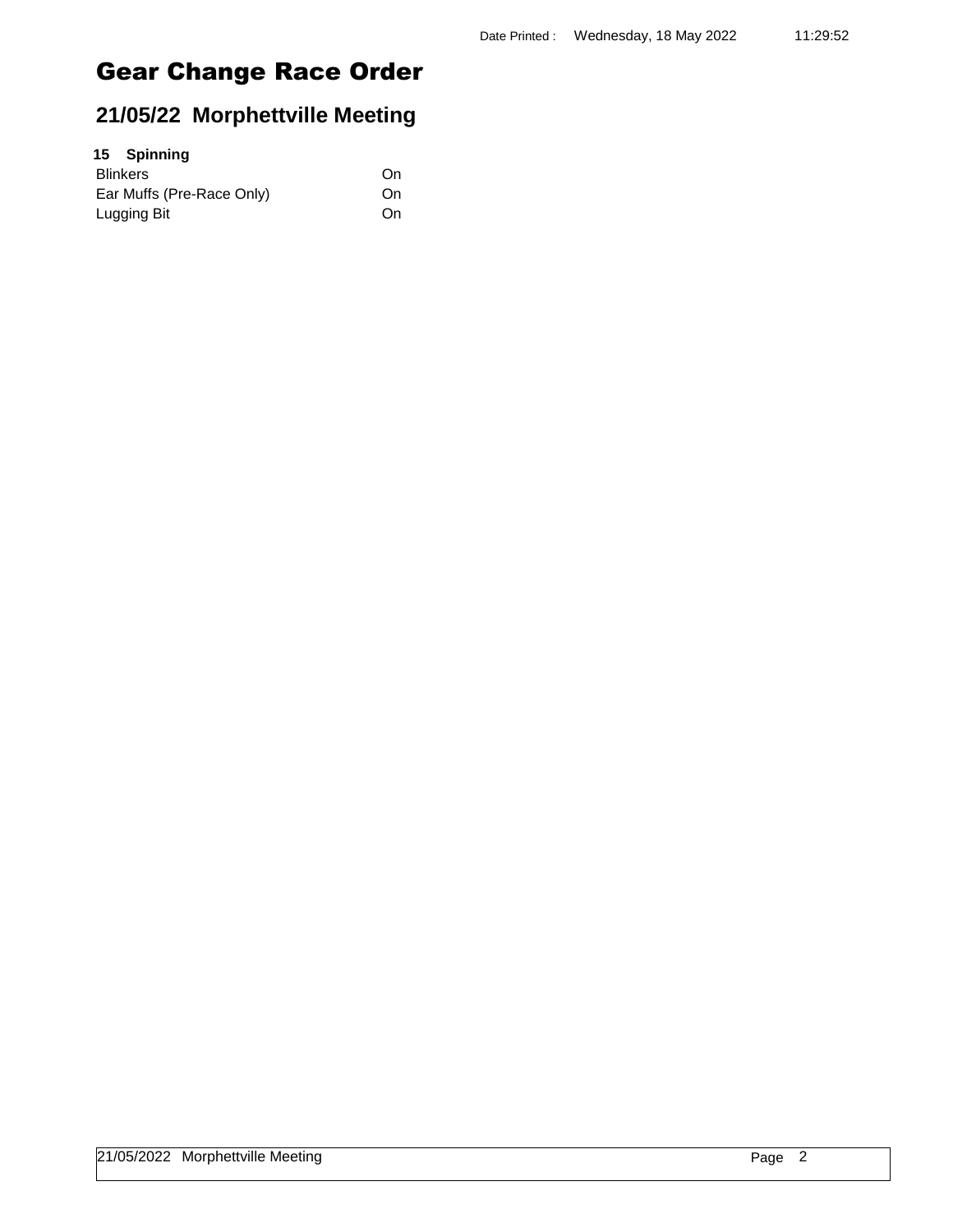Date Printed : Wednesday, 18 May 2022 11:29:52

# Gear Change Race Order

## 21/05/22 Morphettville Meeting

**15 Spinning**

| | |
|---|---|
| Blinkers | On |
| Ear Muffs (Pre-Race Only) | On |
| Lugging Bit | On |